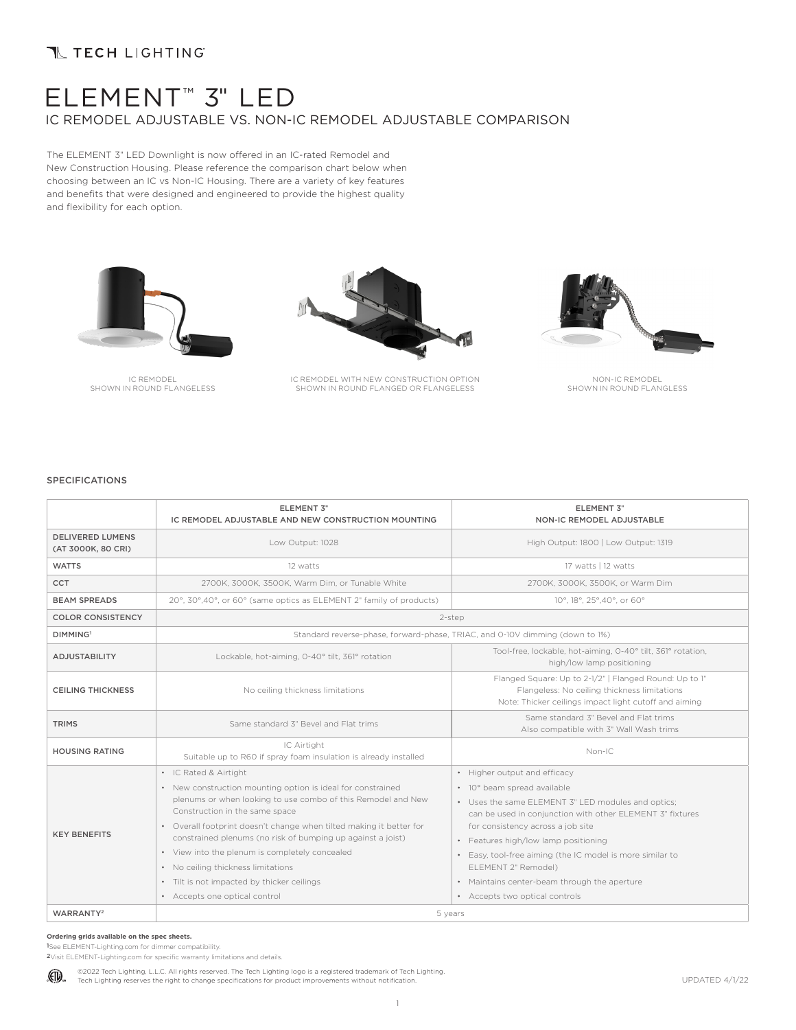TECH LIGHTING

# ELEMENT™ 3" LED

## IC REMODEL ADJUSTABLE VS. NON-IC REMODEL ADJUSTABLE COMPARISON

The ELEMENT 3" LED Downlight is now offered in an IC-rated Remodel and New Construction Housing. Please reference the comparison chart below when choosing between an IC vs Non-IC Housing. There are a variety of key features and benefits that were designed and engineered to provide the highest quality and flexibility for each option.

IC REMODEL
SHOWN IN ROUND FLANGELESS

IC REMODEL WITH NEW CONSTRUCTION OPTION
SHOWN IN ROUND FLANGED OR FLANGELESS

NON-IC REMODEL
SHOWN IN ROUND FLANGLESS

### SPECIFICATIONS

| | ELEMENT 3" IC REMODEL ADJUSTABLE AND NEW CONSTRUCTION MOUNTING | ELEMENT 3" NON-IC REMODEL ADJUSTABLE |
|---|---|---|
| DELIVERED LUMENS (AT 3000K, 80 CRI) | Low Output: 1028 | High Output: 1800 \| Low Output: 1319 |
| WATTS | 12 watts | 17 watts \| 12 watts |
| CCT | 2700K, 3000K, 3500K, Warm Dim, or Tunable White | 2700K, 3000K, 3500K, or Warm Dim |
| BEAM SPREADS | 20°, 30°,40°, or 60° (same optics as ELEMENT 2" family of products) | 10°, 18°, 25°,40°, or 60° |
| COLOR CONSISTENCY | 2-step | |
| DIMMING[1] | Standard reverse-phase, forward-phase, TRIAC, and 0-10V dimming (down to 1%) | |
| ADJUSTABILITY | Lockable, hot-aiming, 0-40° tilt, 361° rotation | Tool-free, lockable, hot-aiming, 0-40° tilt, 361° rotation, high/low lamp positioning |
| CEILING THICKNESS | No ceiling thickness limitations | Flanged Square: Up to 2-1/2" \| Flanged Round: Up to 1"<br>Flangeless: No ceiling thickness limitations<br>Note: Thicker ceilings impact light cutoff and aiming |
| TRIMS | Same standard 3" Bevel and Flat trims | Same standard 3" Bevel and Flat trims<br>Also compatible with 3" Wall Wash trims |
| HOUSING RATING | IC Airtight<br>Suitable up to R60 if spray foam insulation is already installed | Non-IC |
| KEY BENEFITS | • IC Rated & Airtight<br>• New construction mounting option is ideal for constrained plenums or when looking to use combo of this Remodel and New Construction in the same space<br>• Overall footprint doesn't change when tilted making it better for constrained plenums (no risk of bumping up against a joist)<br>• View into the plenum is completely concealed<br>• No ceiling thickness limitations<br>• Tilt is not impacted by thicker ceilings<br>• Accepts one optical control | • Higher output and efficacy<br>• 10° beam spread available<br>• Uses the same ELEMENT 3" LED modules and optics; can be used in conjunction with other ELEMENT 3" fixtures for consistency across a job site<br>• Features high/low lamp positioning<br>• Easy, tool-free aiming (the IC model is more similar to ELEMENT 2" Remodel)<br>• Maintains center-beam through the aperture<br>• Accepts two optical controls |
| WARRANTY[2] | 5 years | |

**Ordering grids available on the spec sheets.**

[1]See ELEMENT-Lighting.com for dimmer compatibility.

[2]Visit ELEMENT-Lighting.com for specific warranty limitations and details.

©2022 Tech Lighting, L.L.C. All rights reserved. The Tech Lighting logo is a registered trademark of Tech Lighting.
Tech Lighting reserves the right to change specifications for product improvements without notification.

UPDATED 4/1/22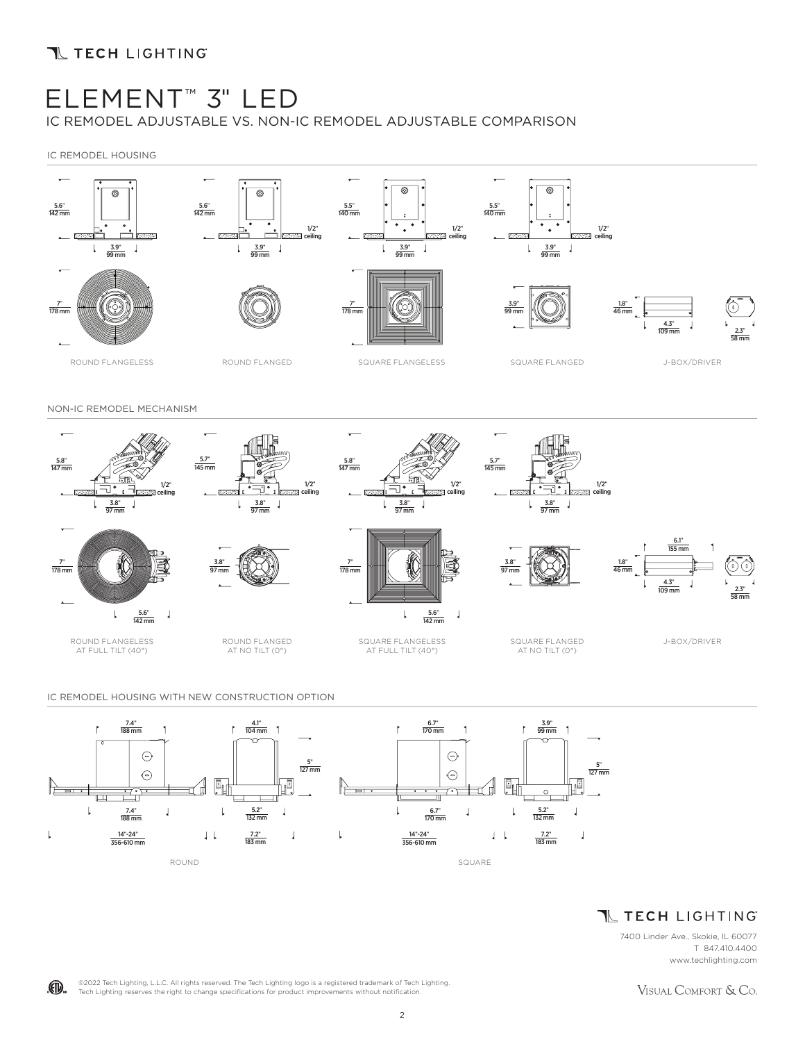# ELEMENT™ 3" LED

## IC REMODEL ADJUSTABLE VS. NON-IC REMODEL ADJUSTABLE COMPARISON

### IC REMODEL HOUSING

5.6"
142 mm

3.9"
99 mm

5.6"
142 mm

1/2"
ceiling

3.9"
99 mm

5.5"
140 mm

1/2"
ceiling

3.9"
99 mm

5.5"
140 mm

1/2"
ceiling

3.9"
99 mm

7"
178 mm

7"
178 mm

3.9"
99 mm

1.8"
46 mm

4.3"
109 mm

2.3"
58 mm

ROUND FLANGELESS

ROUND FLANGED

SQUARE FLANGELESS

SQUARE FLANGED

J-BOX/DRIVER

### NON-IC REMODEL MECHANISM

5.8"
147 mm

1/2"
ceiling

3.8"
97 mm

5.7"
145 mm

1/2"
ceiling

3.8"
97 mm

5.8"
147 mm

1/2"
ceiling

3.8"
97 mm

5.7"
145 mm

1/2"
ceiling

3.8"
97 mm

7"
178 mm

5.6"
142 mm

3.8"
97 mm

7"
178 mm

5.6"
142 mm

3.8"
97 mm

6.1"
155 mm

1.8"
46 mm

4.3"
109 mm

2.3"
58 mm

ROUND FLANGELESS
AT FULL TILT (40°)

ROUND FLANGED
AT NO TILT (0°)

SQUARE FLANGELESS
AT FULL TILT (40°)

SQUARE FLANGED
AT NO TILT (0°)

J-BOX/DRIVER

### IC REMODEL HOUSING WITH NEW CONSTRUCTION OPTION

7.4"
188 mm

7.4"
188 mm

14"-24"
356-610 mm

4.1"
104 mm

5"
127 mm

5.2"
132 mm

7.2"
183 mm

6.7"
170 mm

6.7"
170 mm

14"-24"
356-610 mm

3.9"
99 mm

5"
127 mm

5.2"
132 mm

7.2"
183 mm

ROUND

SQUARE

TECH LIGHTING

7400 Linder Ave., Skokie, IL 60077
T 847.410.4400
www.techlighting.com

©2022 Tech Lighting, L.L.C. All rights reserved. The Tech Lighting logo is a registered trademark of Tech Lighting.
Tech Lighting reserves the right to change specifications for product improvements without notification.

VISUAL COMFORT & CO.